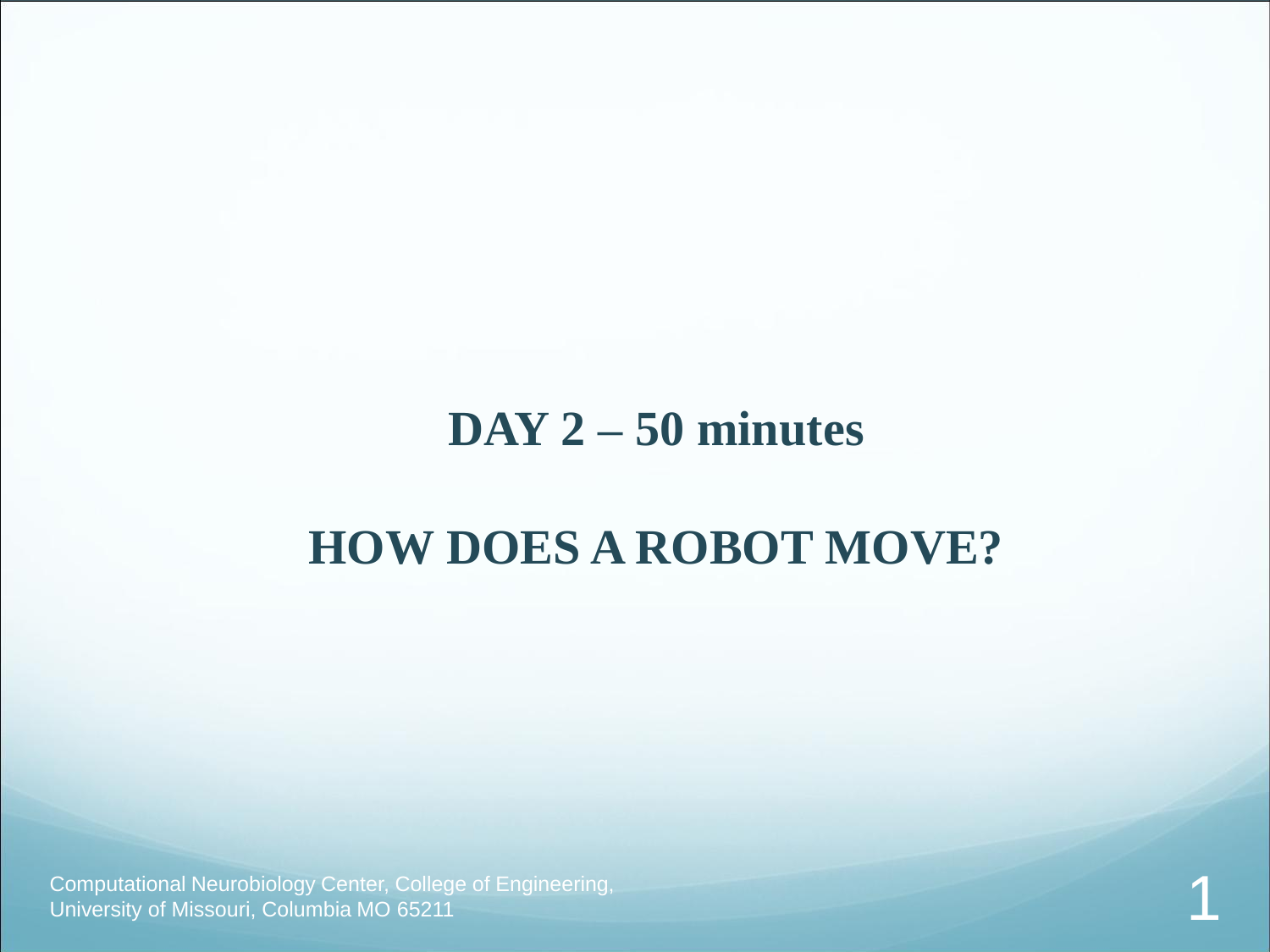# DAY 2 – 50 minutes

# HOW DOES A ROBOT MOVE?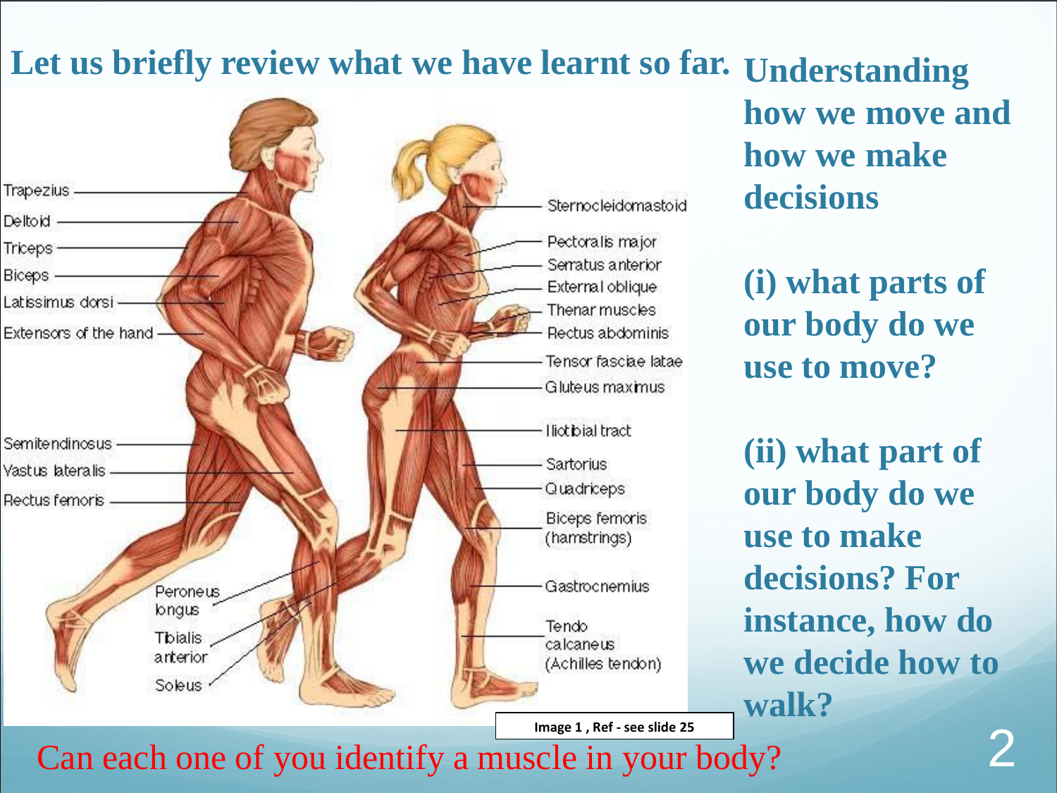# Let us briefly review what we have learnt so far.

Trapezius

Deltoid

Triceps

Biceps

Latissimus dorsi

Extensors of the hand

Semitendinosus

Vastus lateralis

Rectus femoris

Peroneus longus

Tibialis anterior

Soleus

Sternocleidomastoid

Pectoralis major

Serratus anterior

External oblique

Thenar muscles

Rectus abdominis

Tensor fasciae latae

Gluteus maximus

Iliotibial tract

Sartorius

Quadriceps

Biceps femoris (hamstrings)

Gastrocnemius

Tendo calcaneus (Achilles tendon)

Image 1 , Ref - see slide 25

**Understanding how we move and how we make decisions**

**(i) what parts of our body do we use to move?**

**(ii) what part of our body do we use to make decisions? For instance, how do we decide how to walk?**

Can each one of you identify a muscle in your body?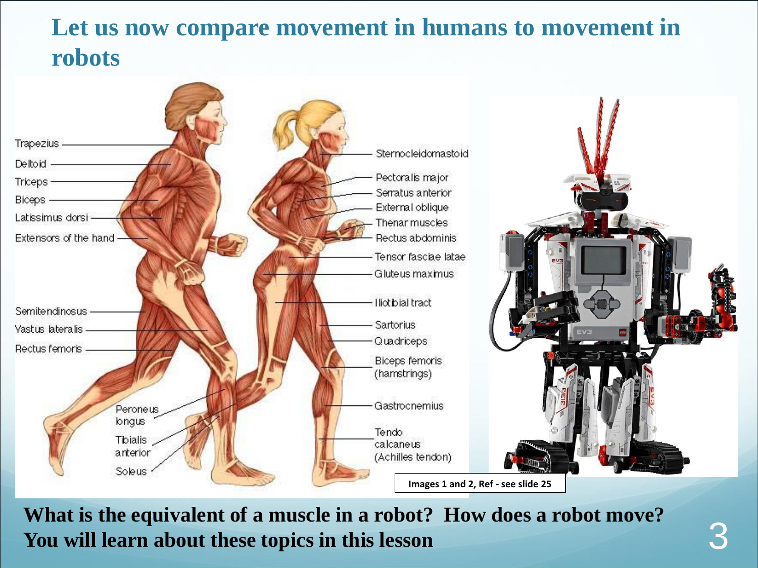# Let us now compare movement in humans to movement in robots

Trapezius

Deltoid

Triceps

Biceps

Latissimus dorsi

Extensors of the hand

Semitendinosus

Vastus lateralis

Rectus femoris

Peroneus longus

Tibialis anterior

Soleus

Sternocleidomastoid

Pectoralis major

Serratus anterior

External oblique

Thenar muscles

Rectus abdominis

Tensor fasciae latae

Gluteus maximus

Iliotibial tract

Sartorius

Quadriceps

Biceps femoris (hamstrings)

Gastrocnemius

Tendo calcaneus (Achilles tendon)

Images 1 and 2, Ref - see slide 25

**What is the equivalent of a muscle in a robot? How does a robot move? You will learn about these topics in this lesson**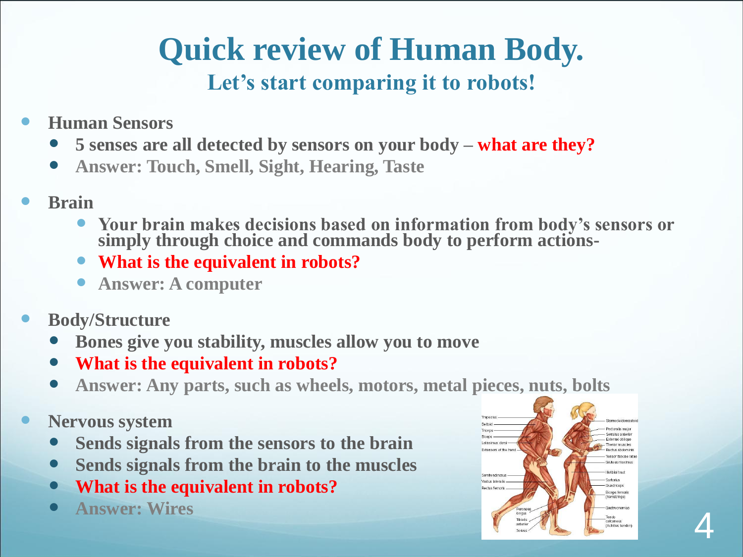# Quick review of Human Body.

## Let's start comparing it to robots!

- **Human Sensors**
  - **5 senses are all detected by sensors on your body – what are they?**
  - **Answer: Touch, Smell, Sight, Hearing, Taste**
- **Brain**
  - **Your brain makes decisions based on information from body's sensors or simply through choice and commands body to perform actions-**
  - **What is the equivalent in robots?**
  - **Answer: A computer**
- **Body/Structure**
  - **Bones give you stability, muscles allow you to move**
  - **What is the equivalent in robots?**
  - **Answer: Any parts, such as wheels, motors, metal pieces, nuts, bolts**
- **Nervous system**
  - **Sends signals from the sensors to the brain**
  - **Sends signals from the brain to the muscles**
  - **What is the equivalent in robots?**
  - **Answer: Wires**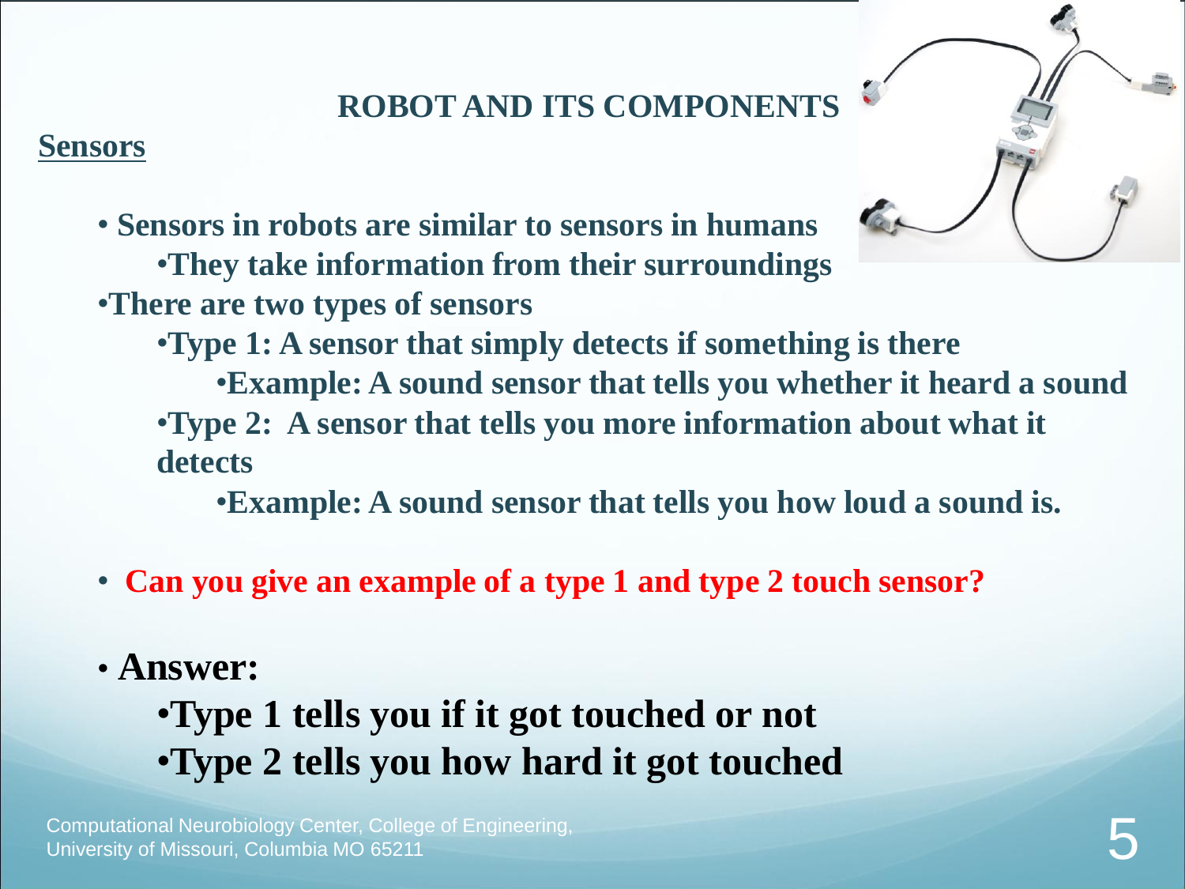# ROBOT AND ITS COMPONENTS

## Sensors

- **Sensors in robots are similar to sensors in humans**
  - **They take information from their surroundings**
- **There are two types of sensors**
  - **Type 1: A sensor that simply detects if something is there**
    - **Example: A sound sensor that tells you whether it heard a sound**
  - **Type 2: A sensor that tells you more information about what it detects**
    - **Example: A sound sensor that tells you how loud a sound is.**

- **Can you give an example of a type 1 and type 2 touch sensor?**

- **Answer:**
  - **Type 1 tells you if it got touched or not**
  - **Type 2 tells you how hard it got touched**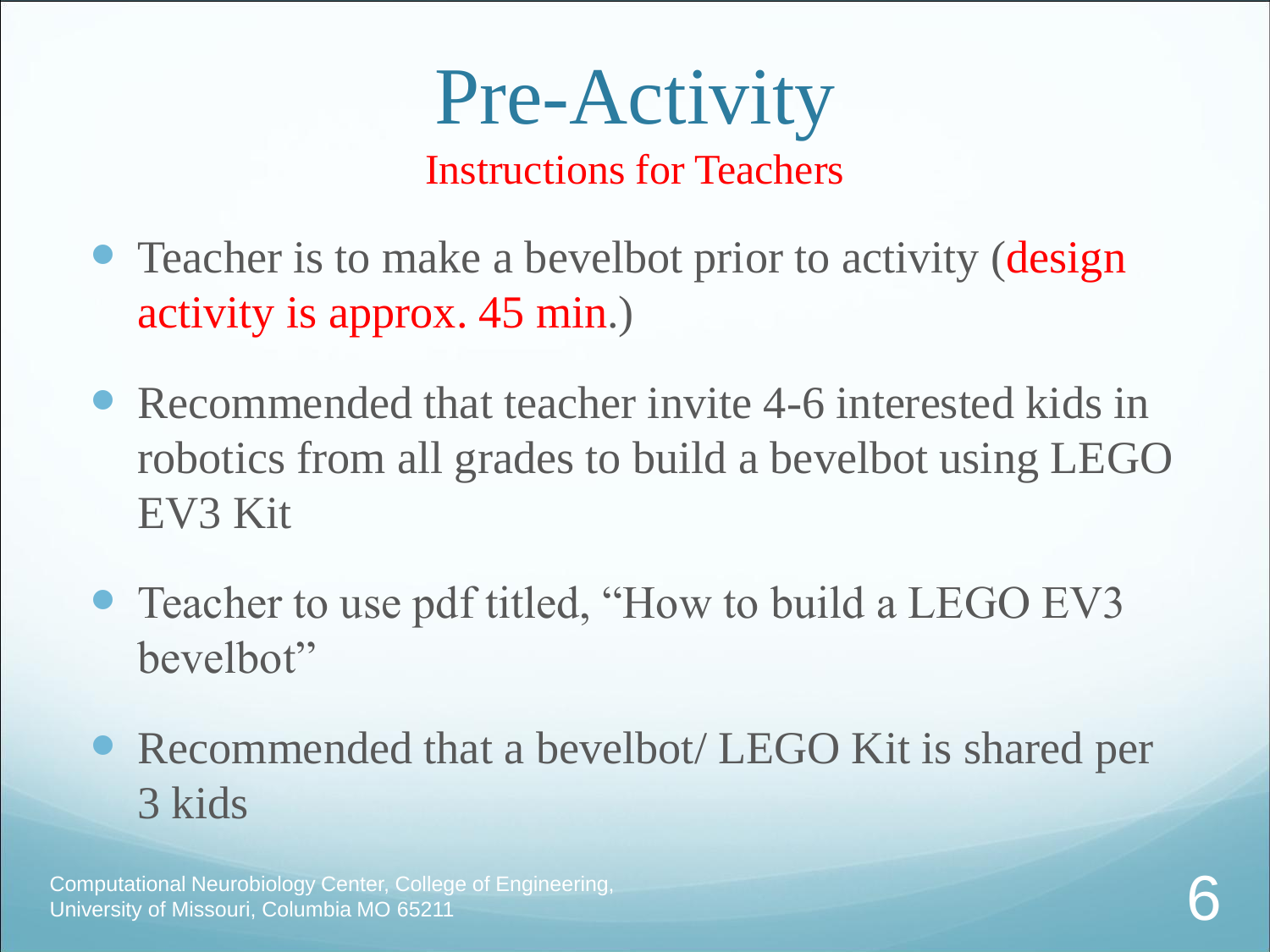# Pre-Activity

## Instructions for Teachers

- Teacher is to make a bevelbot prior to activity (design activity is approx. 45 min.)
- Recommended that teacher invite 4-6 interested kids in robotics from all grades to build a bevelbot using LEGO EV3 Kit
- Teacher to use pdf titled, "How to build a LEGO EV3 bevelbot"
- Recommended that a bevelbot/ LEGO Kit is shared per 3 kids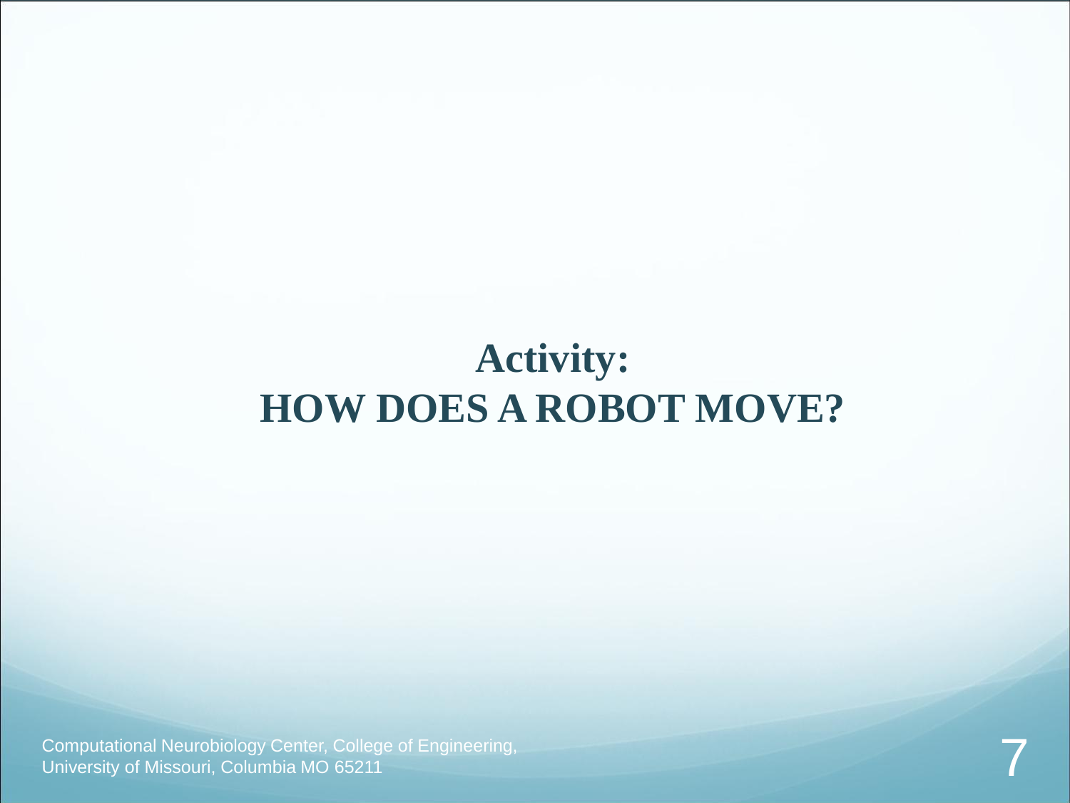# Activity:
# HOW DOES A ROBOT MOVE?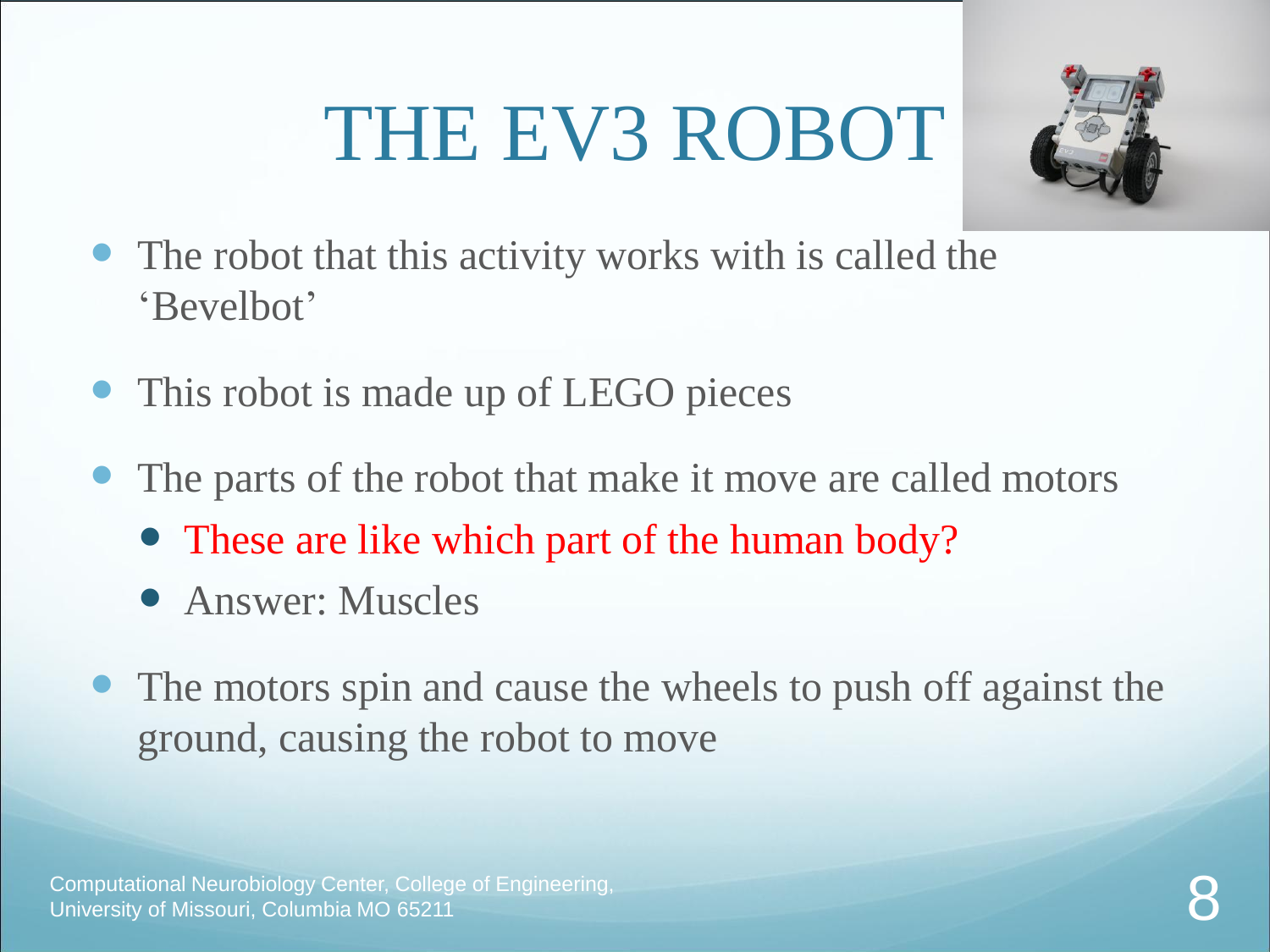# THE EV3 ROBOT

- The robot that this activity works with is called the 'Bevelbot'
- This robot is made up of LEGO pieces
- The parts of the robot that make it move are called motors
  - These are like which part of the human body?
  - Answer: Muscles
- The motors spin and cause the wheels to push off against the ground, causing the robot to move

Computational Neurobiology Center, College of Engineering, University of Missouri, Columbia MO 65211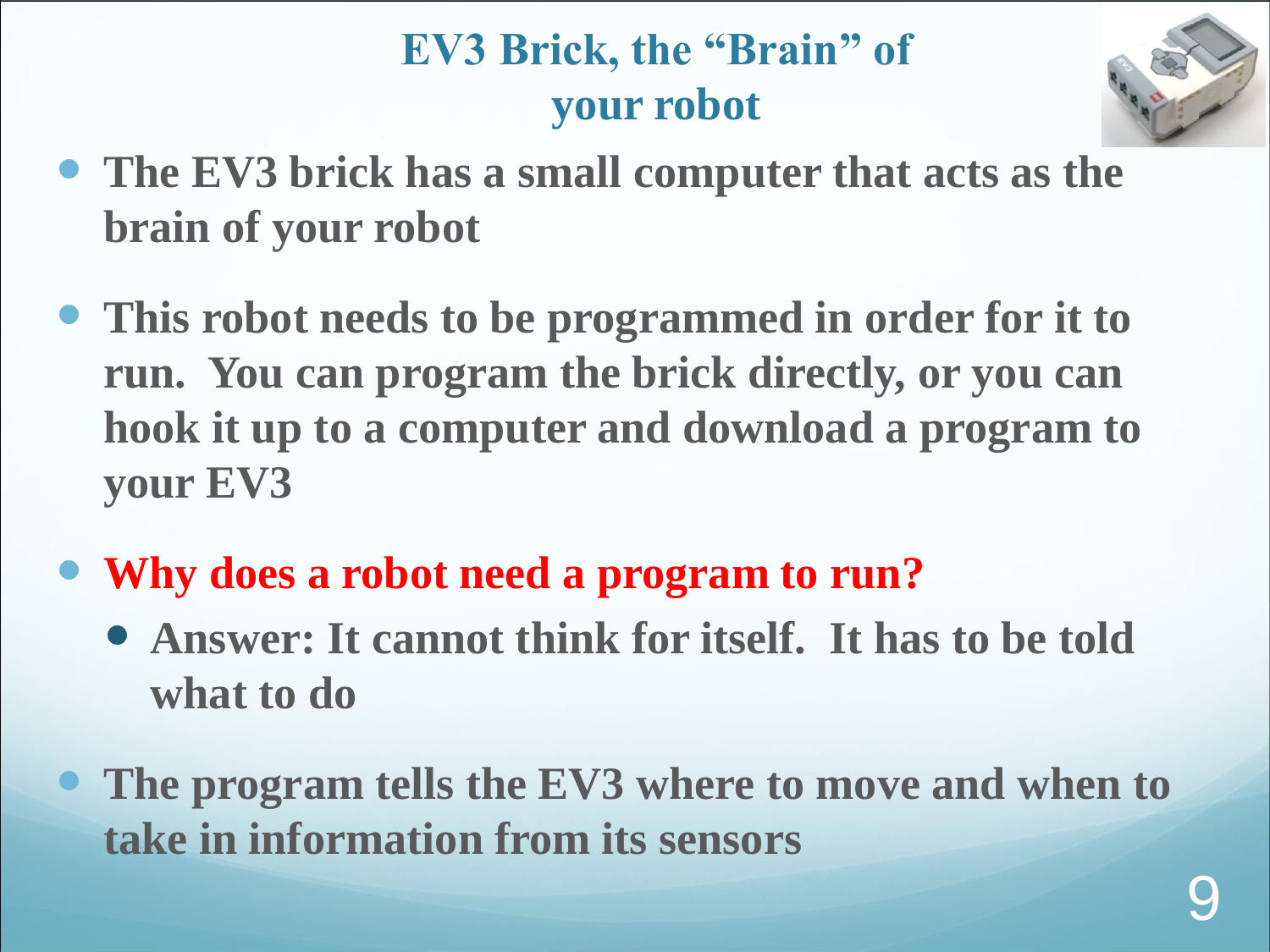# EV3 Brick, the "Brain" of your robot

- **The EV3 brick has a small computer that acts as the brain of your robot**
- **This robot needs to be programmed in order for it to run. You can program the brick directly, or you can hook it up to a computer and download a program to your EV3**
- **Why does a robot need a program to run?**
  - **Answer: It cannot think for itself. It has to be told what to do**
- **The program tells the EV3 where to move and when to take in information from its sensors**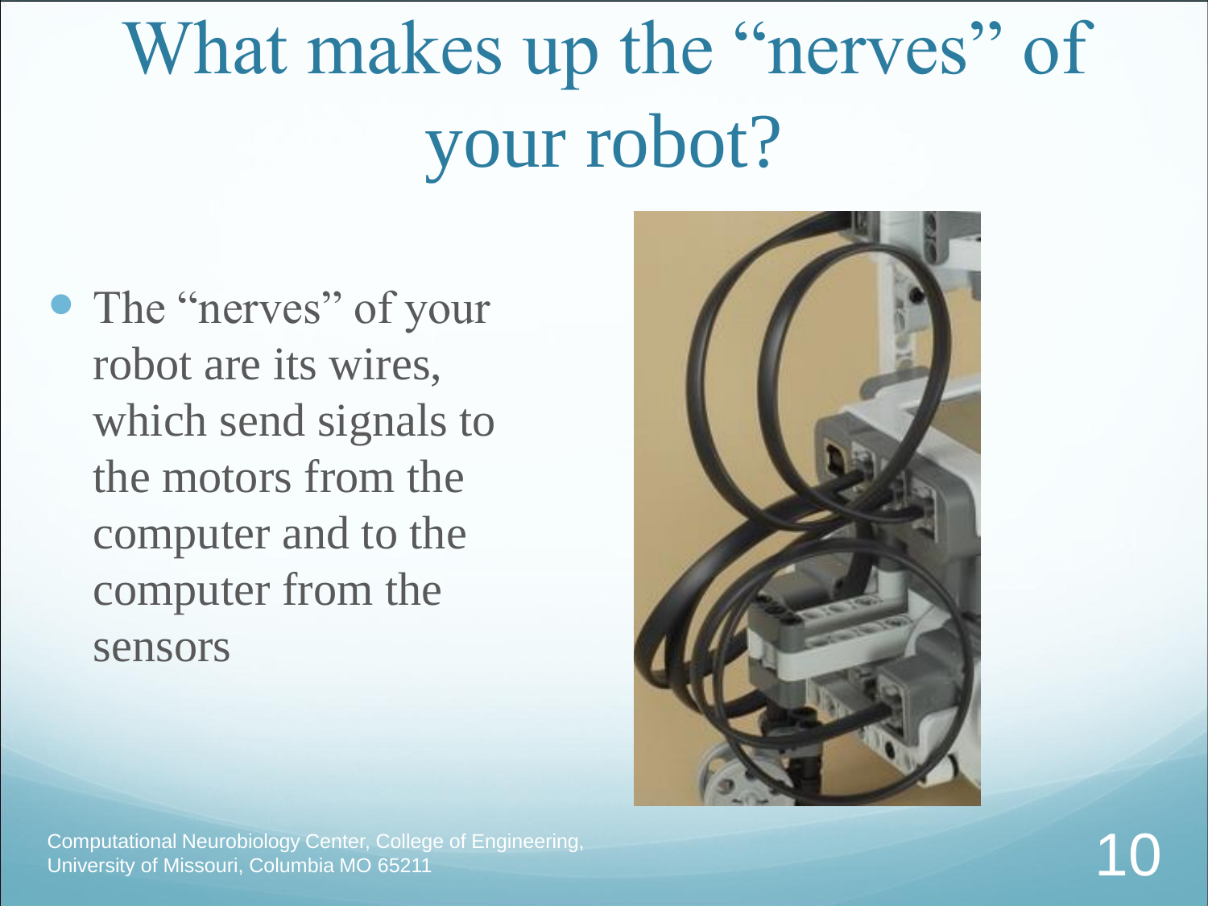# What makes up the "nerves" of your robot?

- The "nerves" of your robot are its wires, which send signals to the motors from the computer and to the computer from the sensors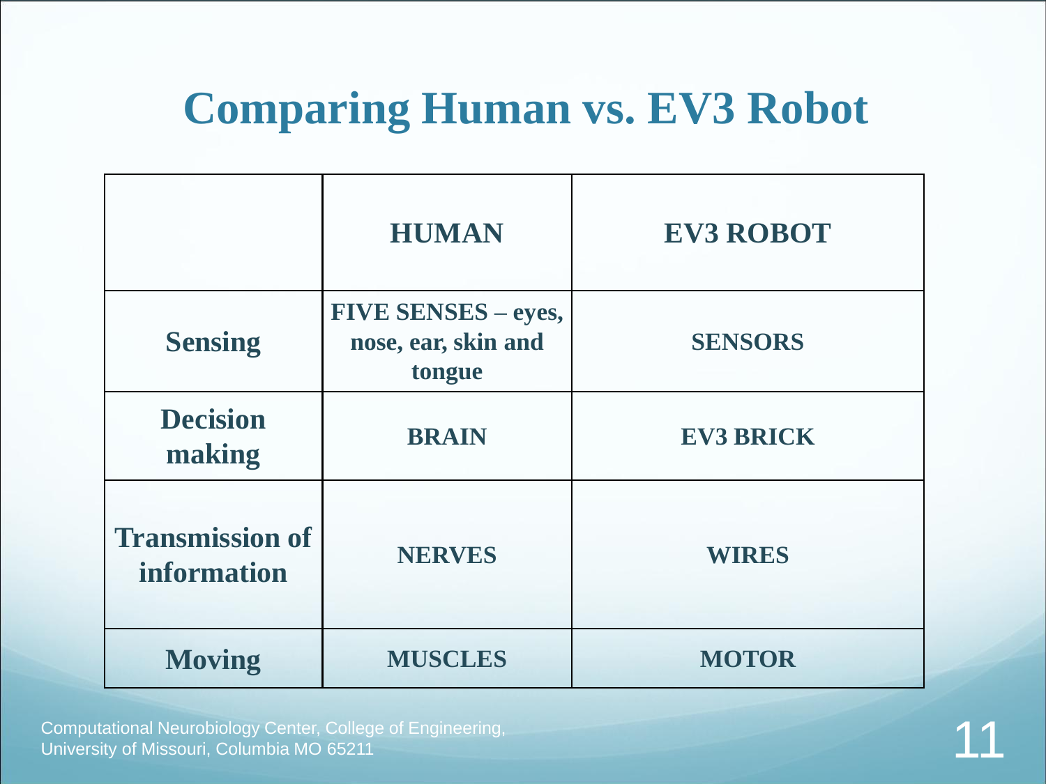# Comparing Human vs. EV3 Robot

| | HUMAN | EV3 ROBOT |
|---|---|---|
| **Sensing** | **FIVE SENSES – eyes, nose, ear, skin and tongue** | **SENSORS** |
| **Decision making** | **BRAIN** | **EV3 BRICK** |
| **Transmission of information** | **NERVES** | **WIRES** |
| **Moving** | **MUSCLES** | **MOTOR** |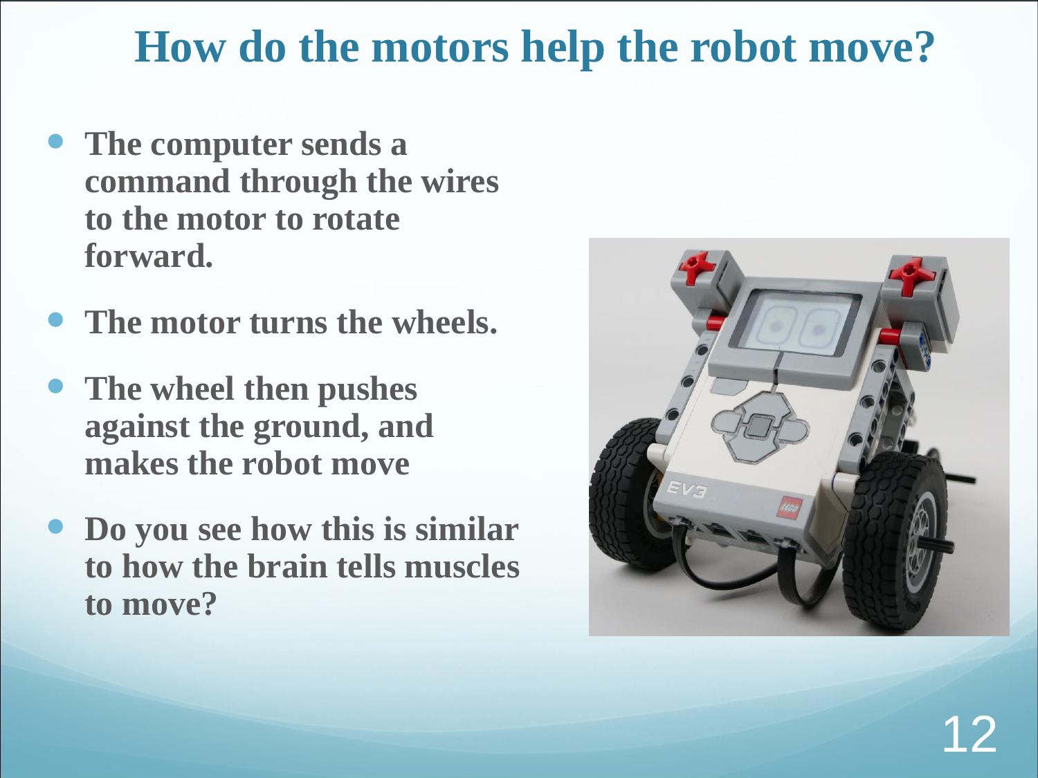# How do the motors help the robot move?

- The computer sends a command through the wires to the motor to rotate forward.
- The motor turns the wheels.
- The wheel then pushes against the ground, and makes the robot move
- Do you see how this is similar to how the brain tells muscles to move?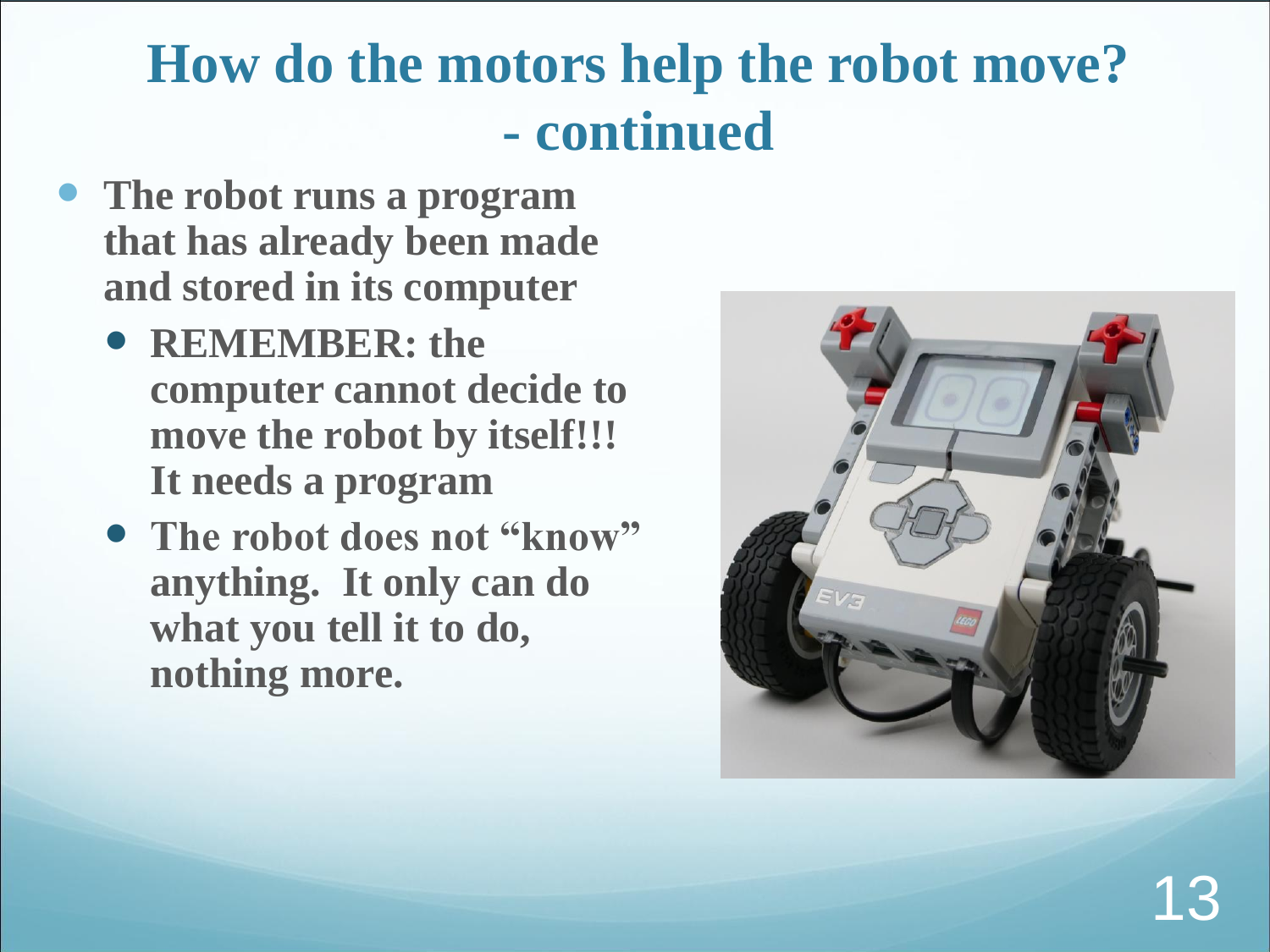# How do the motors help the robot move? - continued

- The robot runs a program that has already been made and stored in its computer
  - REMEMBER: the computer cannot decide to move the robot by itself!!! It needs a program
  - The robot does not "know" anything. It only can do what you tell it to do, nothing more.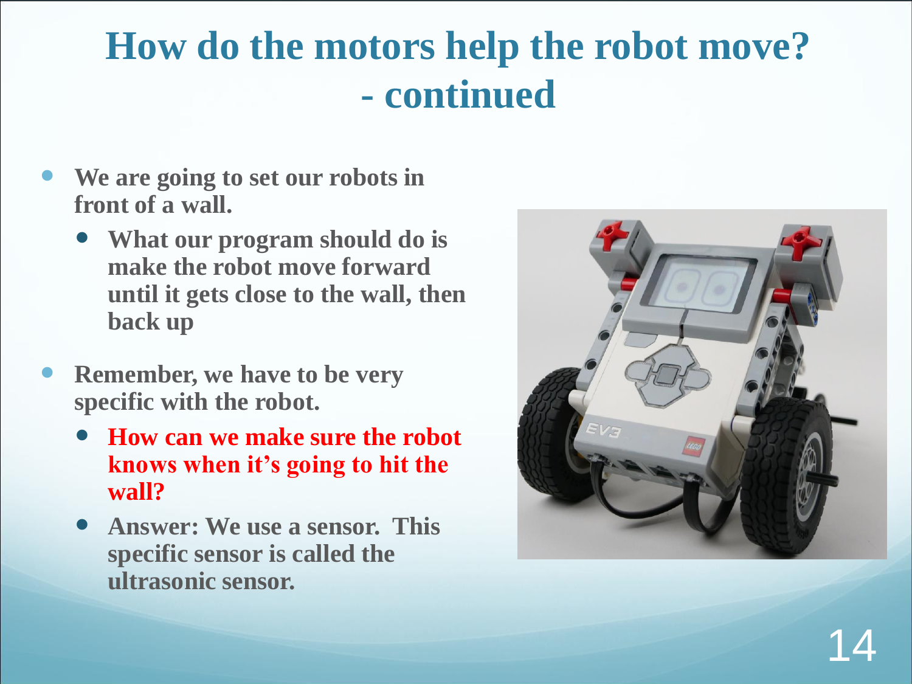# How do the motors help the robot move? - continued

- **We are going to set our robots in front of a wall.**
  - **What our program should do is make the robot move forward until it gets close to the wall, then back up**
- **Remember, we have to be very specific with the robot.**
  - **How can we make sure the robot knows when it's going to hit the wall?**
  - **Answer: We use a sensor. This specific sensor is called the ultrasonic sensor.**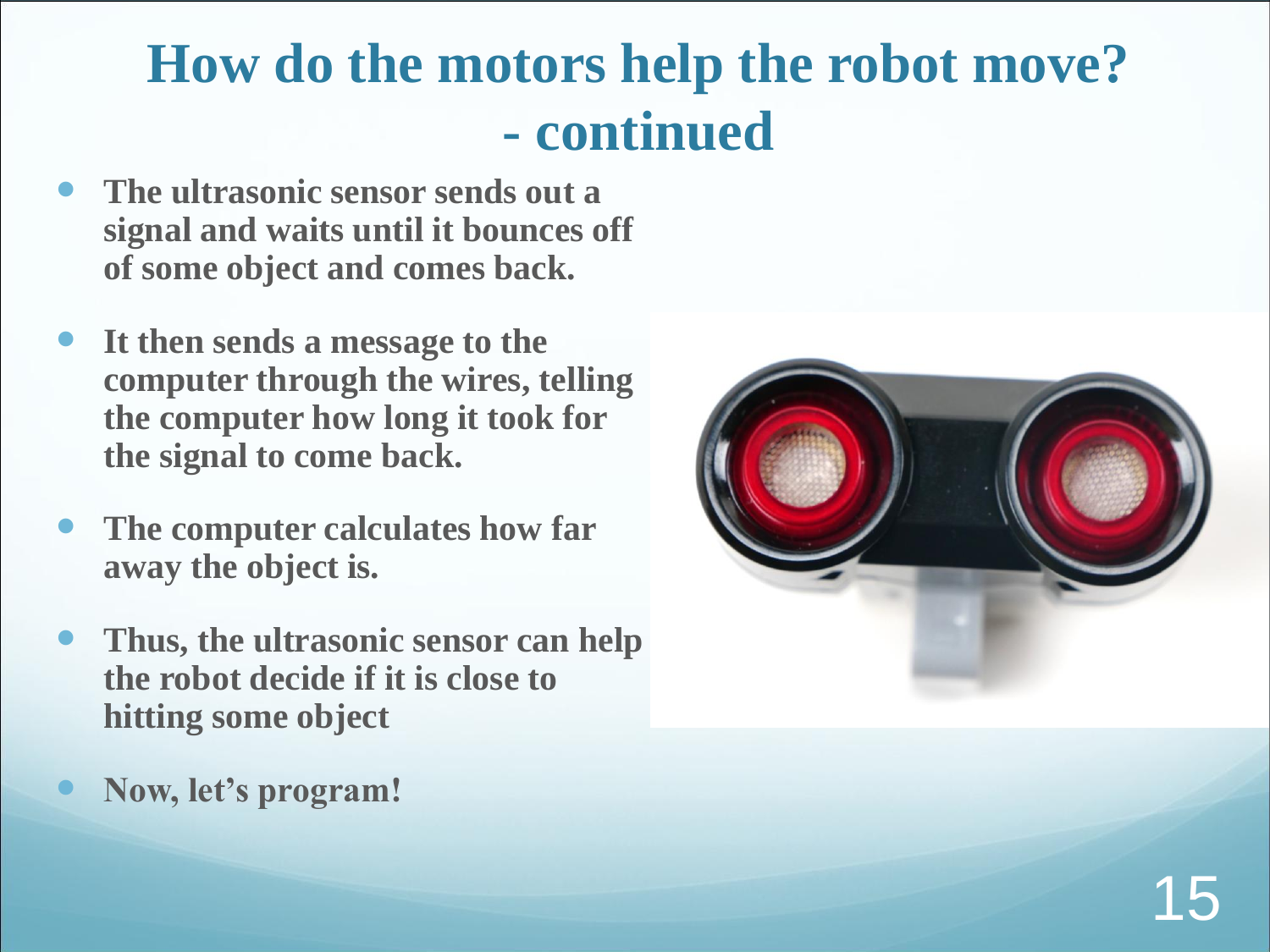# How do the motors help the robot move? - continued

- The ultrasonic sensor sends out a signal and waits until it bounces off of some object and comes back.
- It then sends a message to the computer through the wires, telling the computer how long it took for the signal to come back.
- The computer calculates how far away the object is.
- Thus, the ultrasonic sensor can help the robot decide if it is close to hitting some object
- Now, let's program!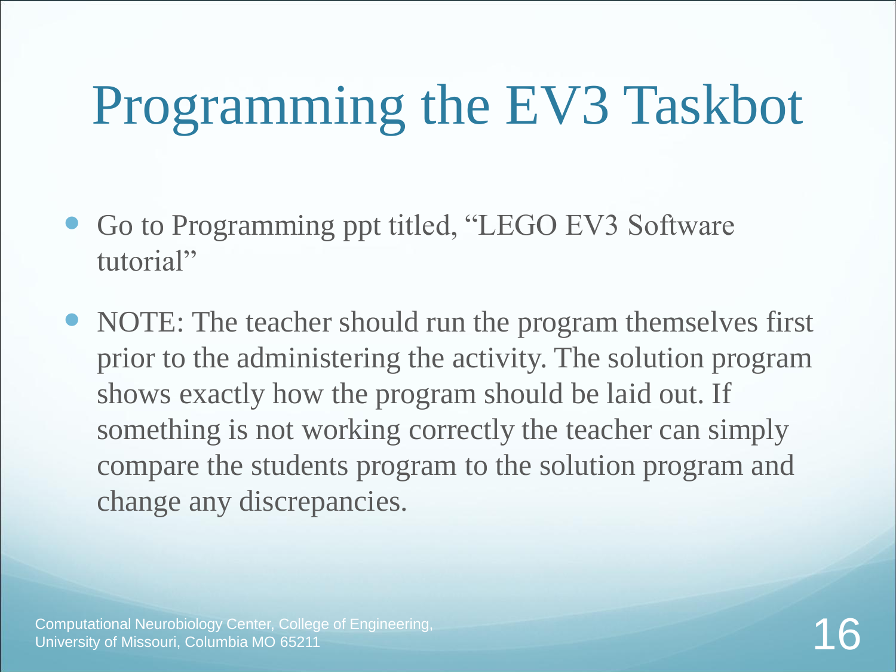# Programming the EV3 Taskbot

- Go to Programming ppt titled, “LEGO EV3 Software tutorial”
- NOTE: The teacher should run the program themselves first prior to the administering the activity. The solution program shows exactly how the program should be laid out. If something is not working correctly the teacher can simply compare the students program to the solution program and change any discrepancies.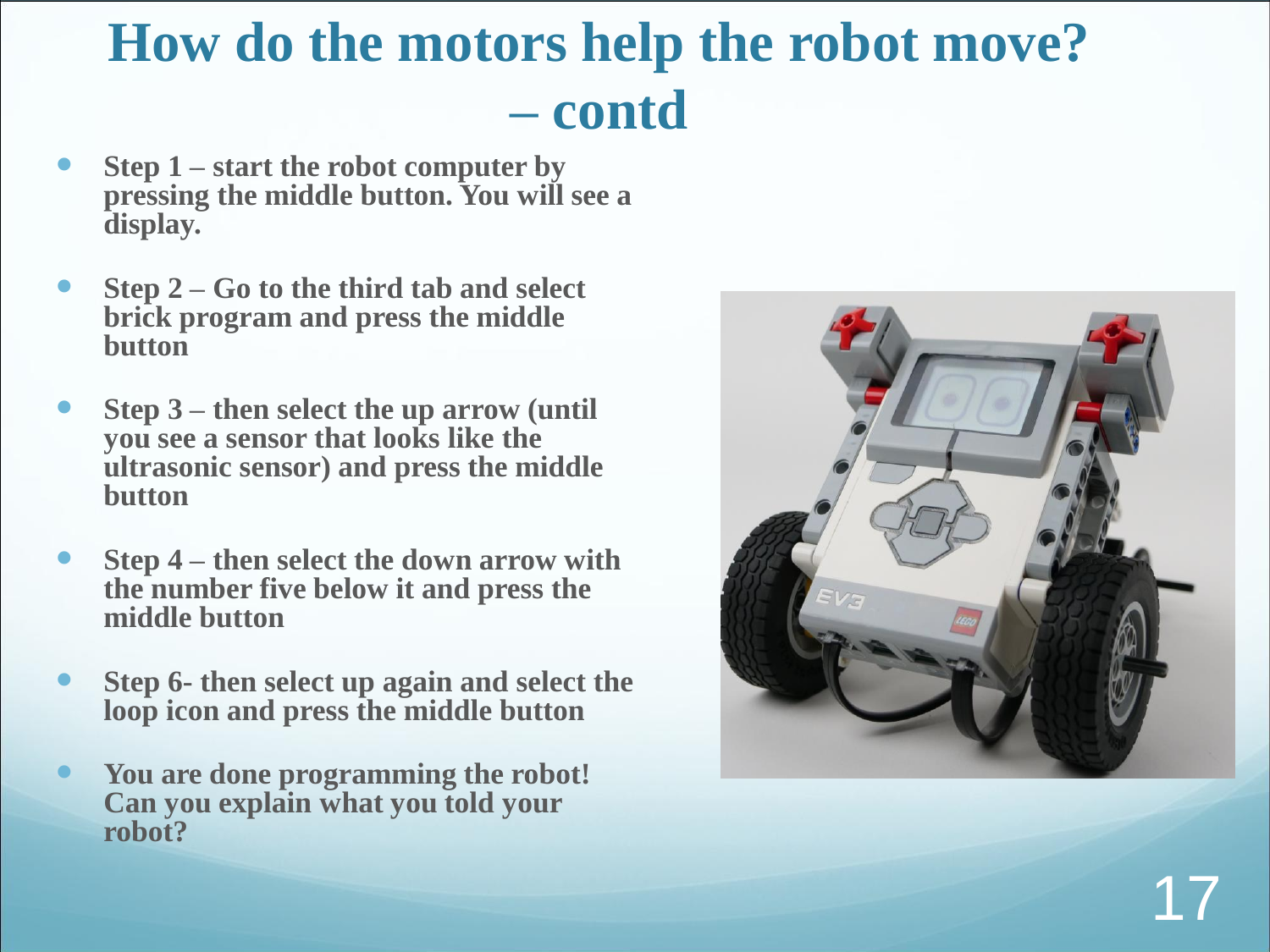# How do the motors help the robot move? – contd

- Step 1 – start the robot computer by pressing the middle button. You will see a display.
- Step 2 – Go to the third tab and select brick program and press the middle button
- Step 3 – then select the up arrow (until you see a sensor that looks like the ultrasonic sensor) and press the middle button
- Step 4 – then select the down arrow with the number five below it and press the middle button
- Step 6- then select up again and select the loop icon and press the middle button
- You are done programming the robot! Can you explain what you told your robot?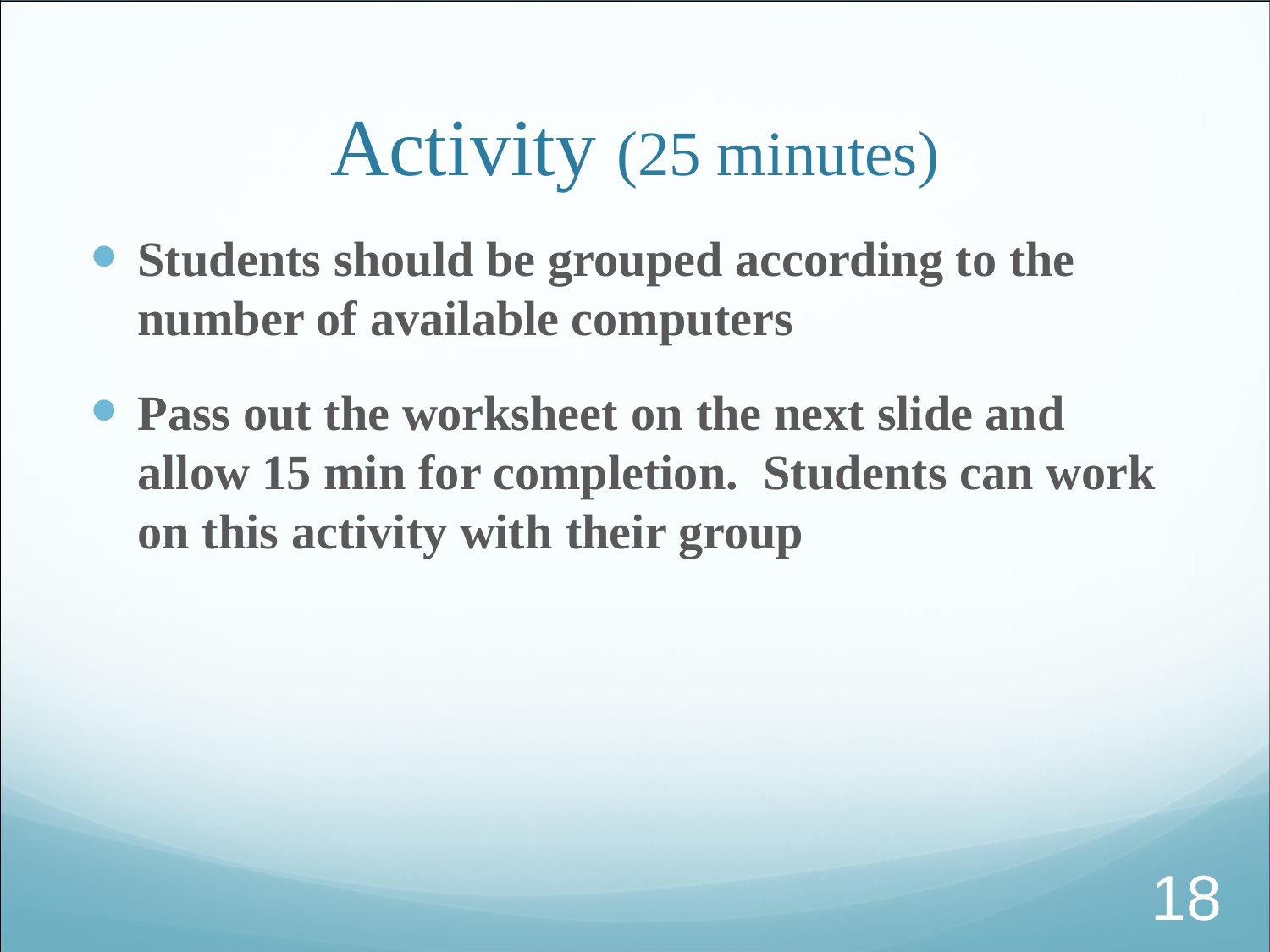# Activity (25 minutes)

- **Students should be grouped according to the number of available computers**
- **Pass out the worksheet on the next slide and allow 15 min for completion. Students can work on this activity with their group**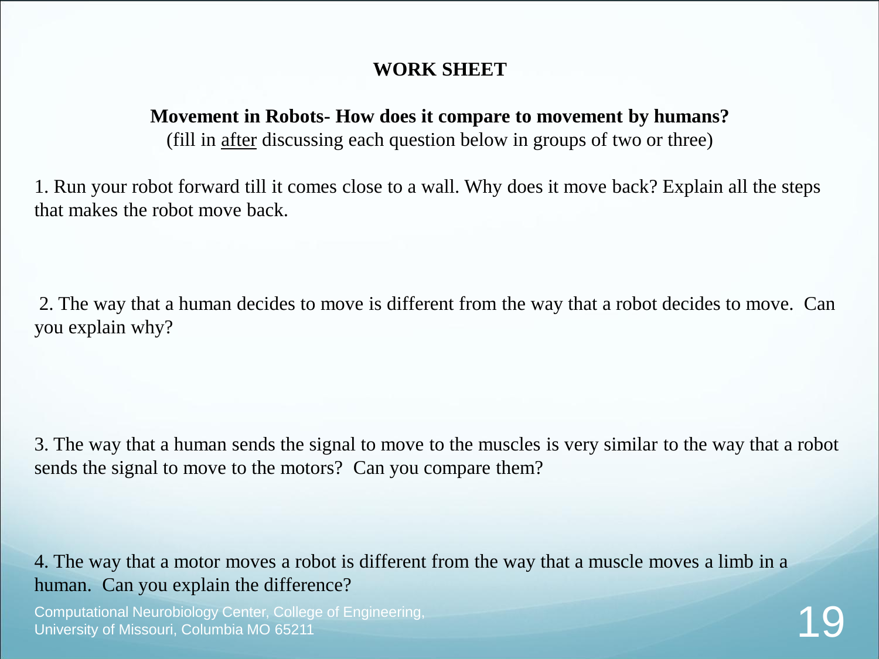# WORK SHEET

## Movement in Robots- How does it compare to movement by humans?

(fill in after discussing each question below in groups of two or three)

1. Run your robot forward till it comes close to a wall. Why does it move back? Explain all the steps that makes the robot move back.

2. The way that a human decides to move is different from the way that a robot decides to move. Can you explain why?

3. The way that a human sends the signal to move to the muscles is very similar to the way that a robot sends the signal to move to the motors? Can you compare them?

4. The way that a motor moves a robot is different from the way that a muscle moves a limb in a human. Can you explain the difference?

Computational Neurobiology Center, College of Engineering, University of Missouri, Columbia MO 65211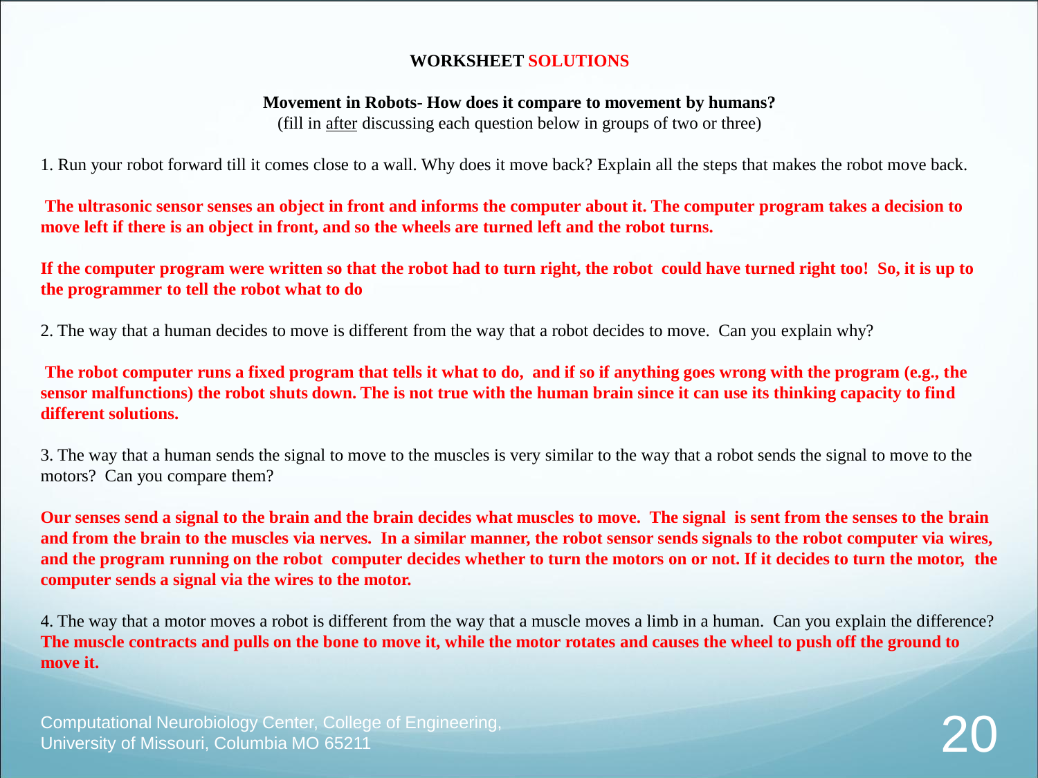**WORKSHEET SOLUTIONS**

**Movement in Robots- How does it compare to movement by humans?**

(fill in after discussing each question below in groups of two or three)

1. Run your robot forward till it comes close to a wall. Why does it move back? Explain all the steps that makes the robot move back.

**The ultrasonic sensor senses an object in front and informs the computer about it. The computer program takes a decision to move left if there is an object in front, and so the wheels are turned left and the robot turns.**

**If the computer program were written so that the robot had to turn right, the robot could have turned right too! So, it is up to the programmer to tell the robot what to do**

2. The way that a human decides to move is different from the way that a robot decides to move. Can you explain why?

**The robot computer runs a fixed program that tells it what to do, and if so if anything goes wrong with the program (e.g., the sensor malfunctions) the robot shuts down. The is not true with the human brain since it can use its thinking capacity to find different solutions.**

3. The way that a human sends the signal to move to the muscles is very similar to the way that a robot sends the signal to move to the motors? Can you compare them?

**Our senses send a signal to the brain and the brain decides what muscles to move. The signal is sent from the senses to the brain and from the brain to the muscles via nerves. In a similar manner, the robot sensor sends signals to the robot computer via wires, and the program running on the robot computer decides whether to turn the motors on or not. If it decides to turn the motor, the computer sends a signal via the wires to the motor.**

4. The way that a motor moves a robot is different from the way that a muscle moves a limb in a human. Can you explain the difference?
**The muscle contracts and pulls on the bone to move it, while the motor rotates and causes the wheel to push off the ground to move it.**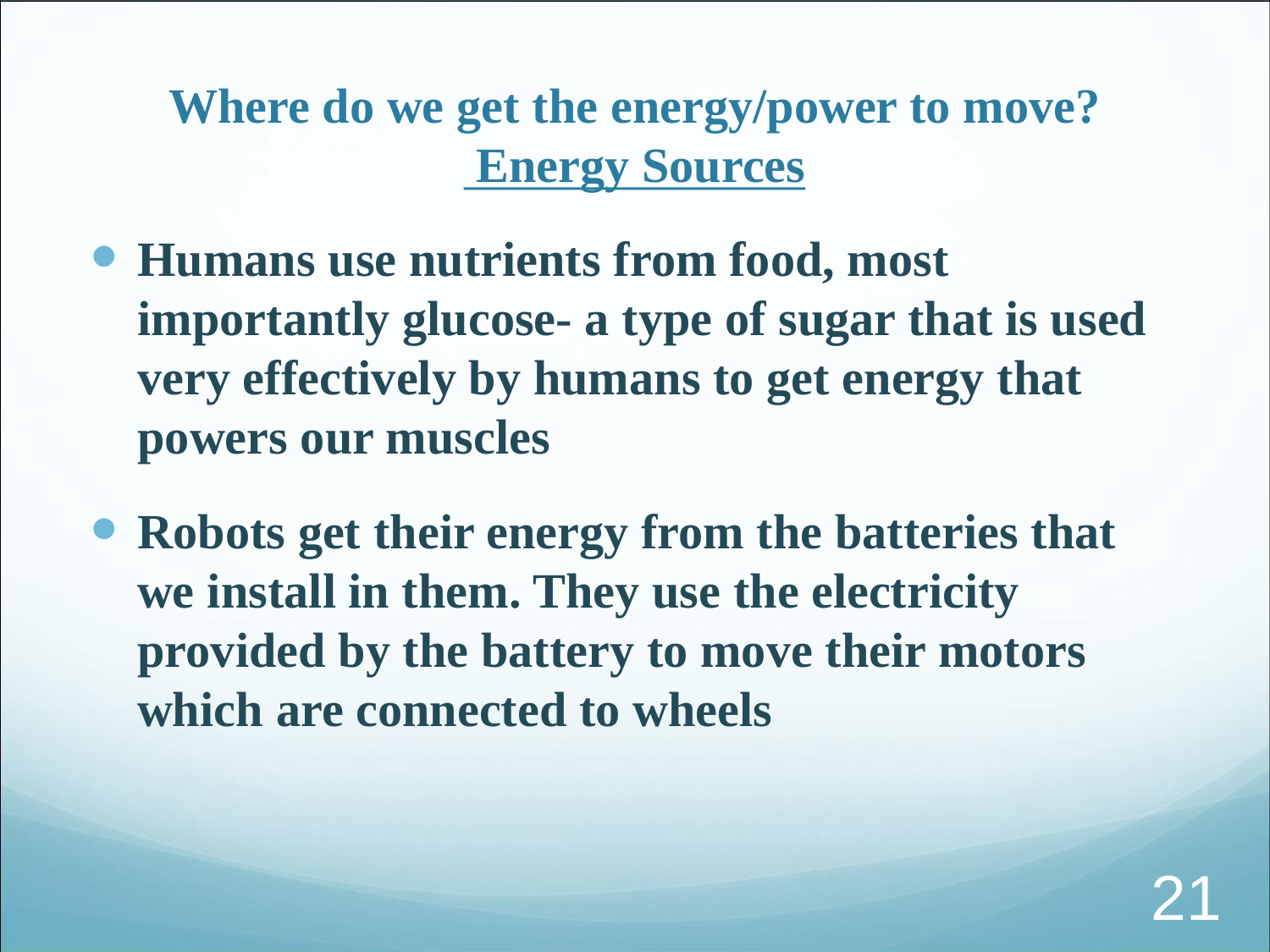## Where do we get the energy/power to move?
## Energy Sources

- **Humans use nutrients from food, most importantly glucose- a type of sugar that is used very effectively by humans to get energy that powers our muscles**
- **Robots get their energy from the batteries that we install in them. They use the electricity provided by the battery to move their motors which are connected to wheels**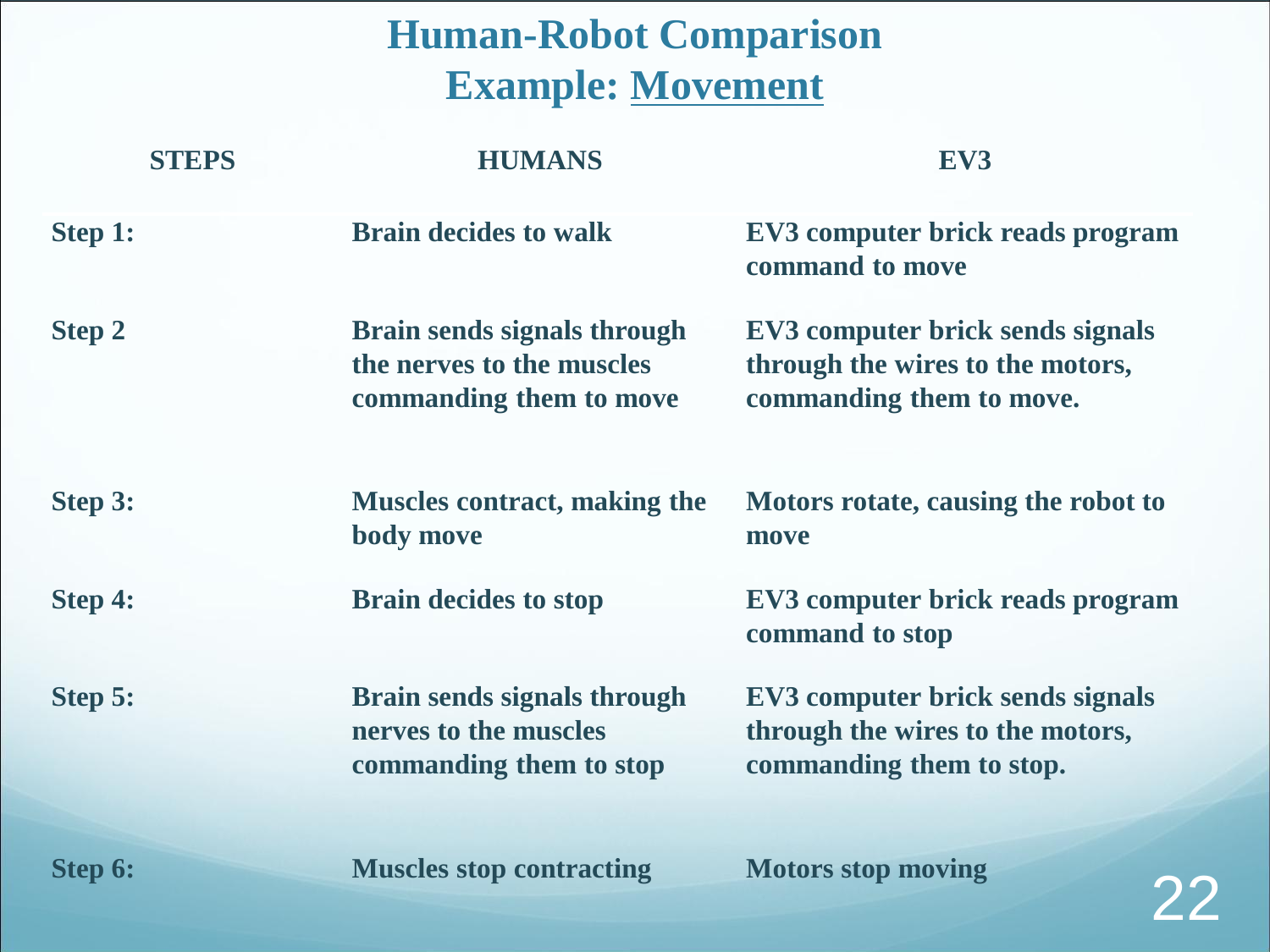# Human-Robot Comparison

## Example: Movement

| STEPS | HUMANS | EV3 |
|---|---|---|
| Step 1: | Brain decides to walk | EV3 computer brick reads program command to move |
| Step 2 | Brain sends signals through the nerves to the muscles commanding them to move | EV3 computer brick sends signals through the wires to the motors, commanding them to move. |
| Step 3: | Muscles contract, making the body move | Motors rotate, causing the robot to move |
| Step 4: | Brain decides to stop | EV3 computer brick reads program command to stop |
| Step 5: | Brain sends signals through nerves to the muscles commanding them to stop | EV3 computer brick sends signals through the wires to the motors, commanding them to stop. |
| Step 6: | Muscles stop contracting | Motors stop moving |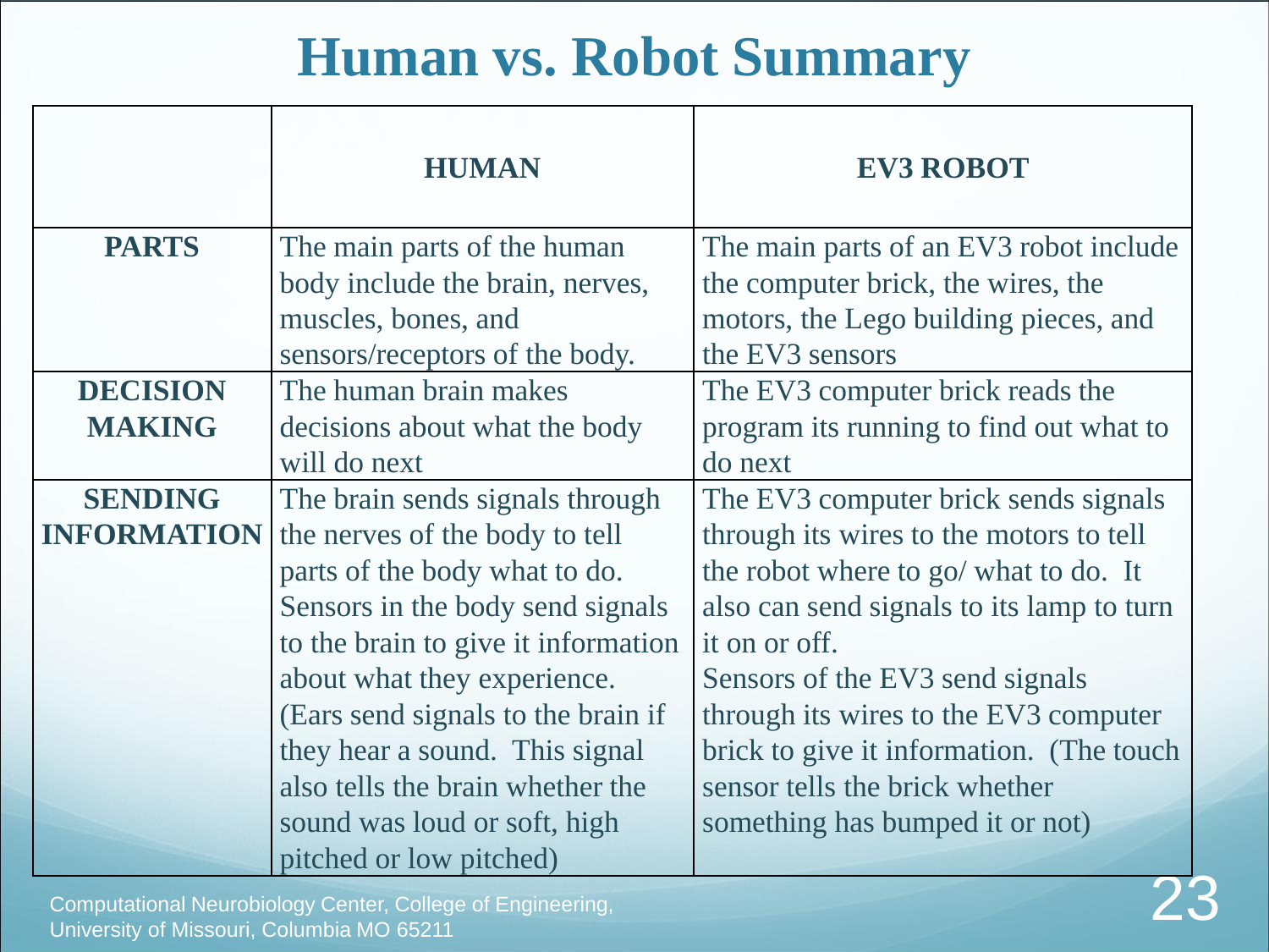# Human vs. Robot Summary

| | **HUMAN** | **EV3 ROBOT** |
|---|---|---|
| **PARTS** | The main parts of the human body include the brain, nerves, muscles, bones, and sensors/receptors of the body. | The main parts of an EV3 robot include the computer brick, the wires, the motors, the Lego building pieces, and the EV3 sensors |
| **DECISION MAKING** | The human brain makes decisions about what the body will do next | The EV3 computer brick reads the program its running to find out what to do next |
| **SENDING INFORMATION** | The brain sends signals through the nerves of the body to tell parts of the body what to do. Sensors in the body send signals to the brain to give it information about what they experience. (Ears send signals to the brain if they hear a sound. This signal also tells the brain whether the sound was loud or soft, high pitched or low pitched) | The EV3 computer brick sends signals through its wires to the motors to tell the robot where to go/ what to do. It also can send signals to its lamp to turn it on or off. Sensors of the EV3 send signals through its wires to the EV3 computer brick to give it information. (The touch sensor tells the brick whether something has bumped it or not) |

Computational Neurobiology Center, College of Engineering, University of Missouri, Columbia MO 65211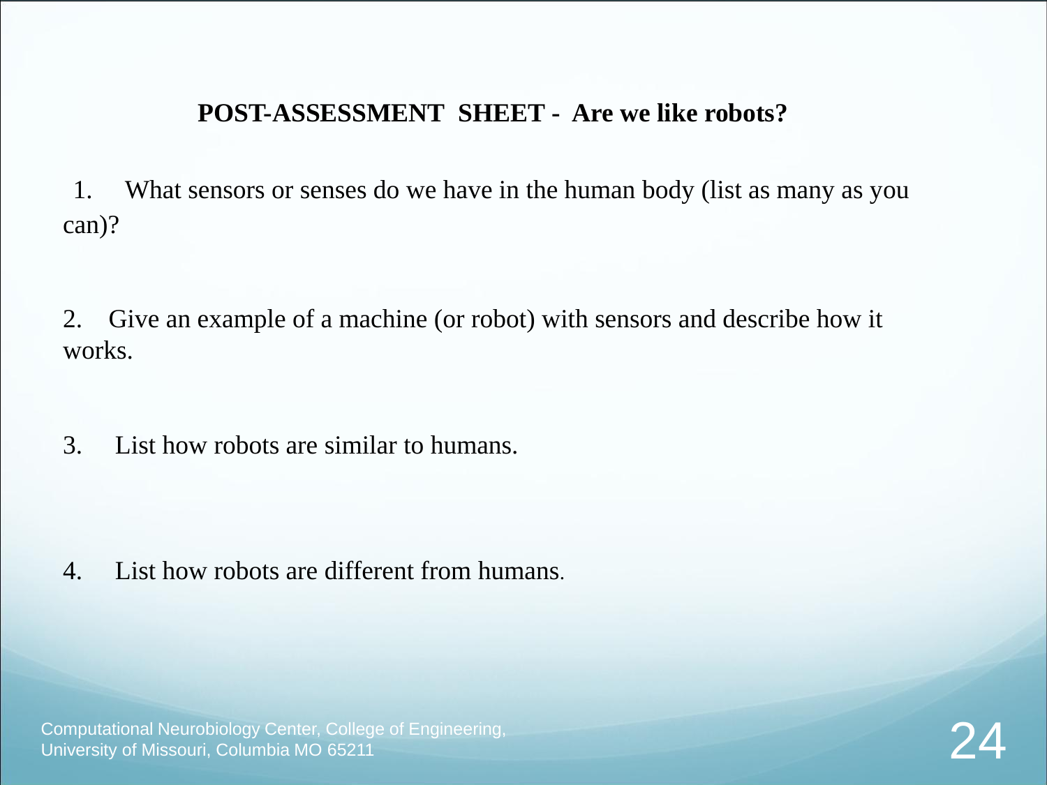**POST-ASSESSMENT SHEET - Are we like robots?**

1. What sensors or senses do we have in the human body (list as many as you can)?

2. Give an example of a machine (or robot) with sensors and describe how it works.

3. List how robots are similar to humans.

4. List how robots are different from humans.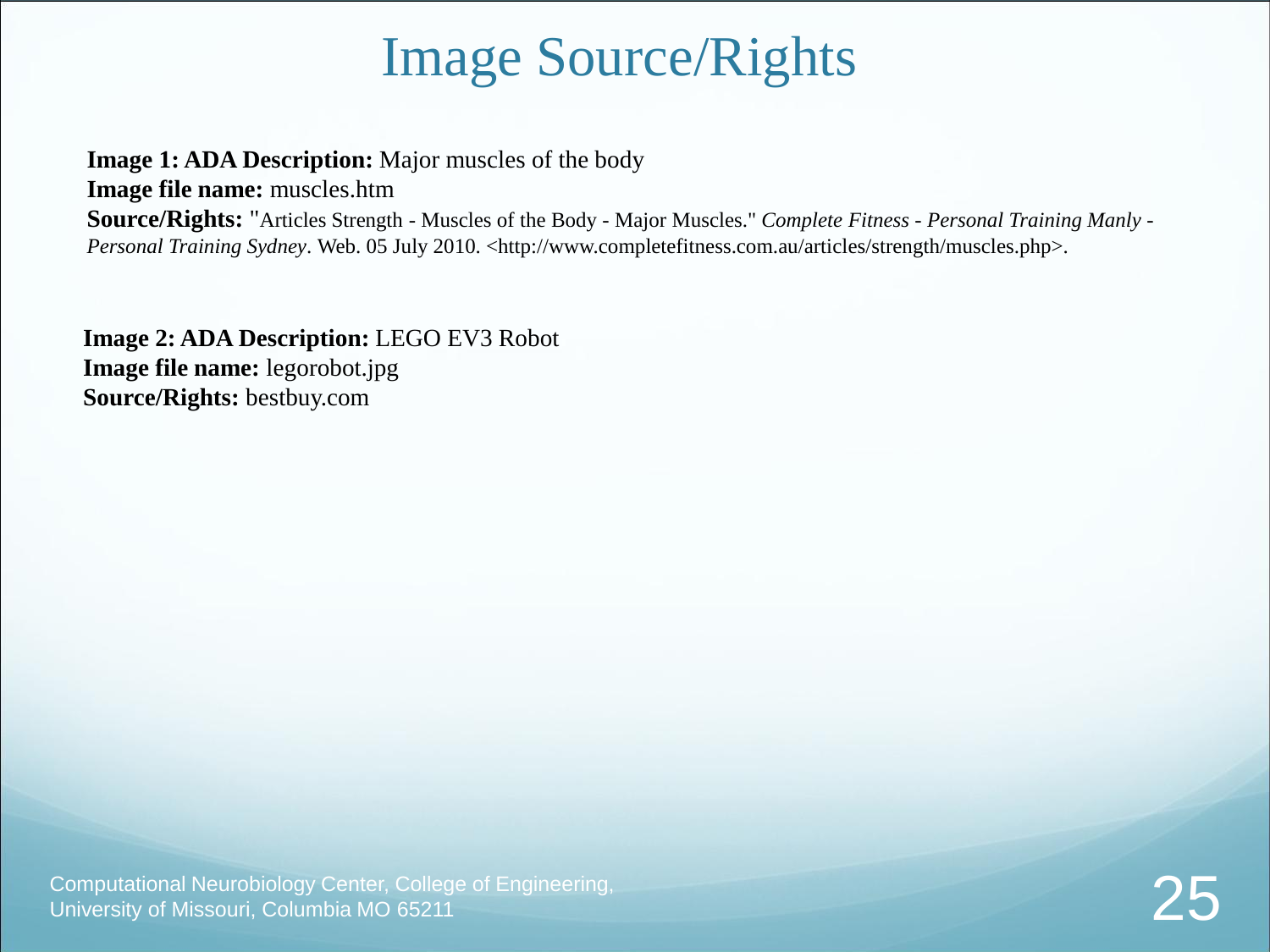# Image Source/Rights

**Image 1: ADA Description:** Major muscles of the body
**Image file name:** muscles.htm
**Source/Rights:** "Articles Strength - Muscles of the Body - Major Muscles." *Complete Fitness - Personal Training Manly - Personal Training Sydney*. Web. 05 July 2010. <http://www.completefitness.com.au/articles/strength/muscles.php>.

**Image 2: ADA Description:** LEGO EV3 Robot
**Image file name:** legorobot.jpg
**Source/Rights:** bestbuy.com